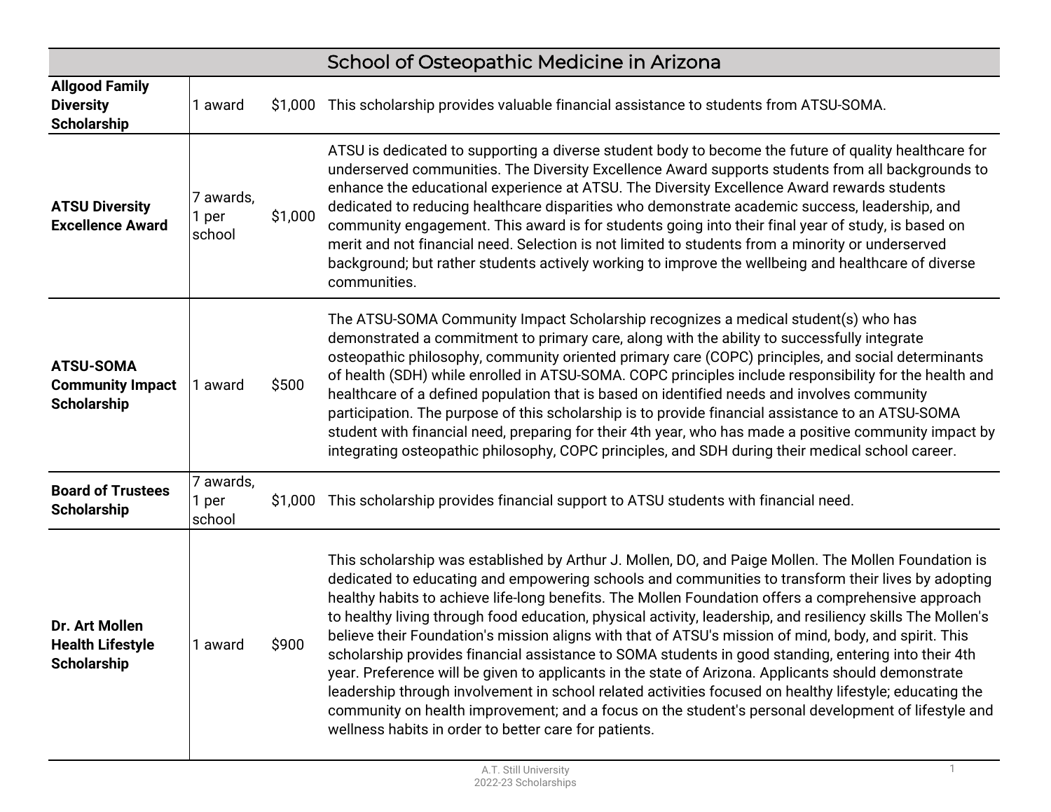## School of Osteopathic Medicine in Arizona

| Scholarship | Awards | Amount | Description |
| --- | --- | --- | --- |
| **Allgood Family Diversity Scholarship** | 1 award | $1,000 | This scholarship provides valuable financial assistance to students from ATSU-SOMA. |
| **ATSU Diversity Excellence Award** | 7 awards, 1 per school | $1,000 | ATSU is dedicated to supporting a diverse student body to become the future of quality healthcare for underserved communities. The Diversity Excellence Award supports students from all backgrounds to enhance the educational experience at ATSU. The Diversity Excellence Award rewards students dedicated to reducing healthcare disparities who demonstrate academic success, leadership, and community engagement. This award is for students going into their final year of study, is based on merit and not financial need. Selection is not limited to students from a minority or underserved background; but rather students actively working to improve the wellbeing and healthcare of diverse communities. |
| **ATSU-SOMA Community Impact Scholarship** | 1 award | $500 | The ATSU-SOMA Community Impact Scholarship recognizes a medical student(s) who has demonstrated a commitment to primary care, along with the ability to successfully integrate osteopathic philosophy, community oriented primary care (COPC) principles, and social determinants of health (SDH) while enrolled in ATSU-SOMA. COPC principles include responsibility for the health and healthcare of a defined population that is based on identified needs and involves community participation. The purpose of this scholarship is to provide financial assistance to an ATSU-SOMA student with financial need, preparing for their 4th year, who has made a positive community impact by integrating osteopathic philosophy, COPC principles, and SDH during their medical school career. |
| **Board of Trustees Scholarship** | 7 awards, 1 per school | $1,000 | This scholarship provides financial support to ATSU students with financial need. |
| **Dr. Art Mollen Health Lifestyle Scholarship** | 1 award | $900 | This scholarship was established by Arthur J. Mollen, DO, and Paige Mollen. The Mollen Foundation is dedicated to educating and empowering schools and communities to transform their lives by adopting healthy habits to achieve life-long benefits. The Mollen Foundation offers a comprehensive approach to healthy living through food education, physical activity, leadership, and resiliency skills The Mollen's believe their Foundation's mission aligns with that of ATSU's mission of mind, body, and spirit. This scholarship provides financial assistance to SOMA students in good standing, entering into their 4th year. Preference will be given to applicants in the state of Arizona. Applicants should demonstrate leadership through involvement in school related activities focused on healthy lifestyle; educating the community on health improvement; and a focus on the student's personal development of lifestyle and wellness habits in order to better care for patients. |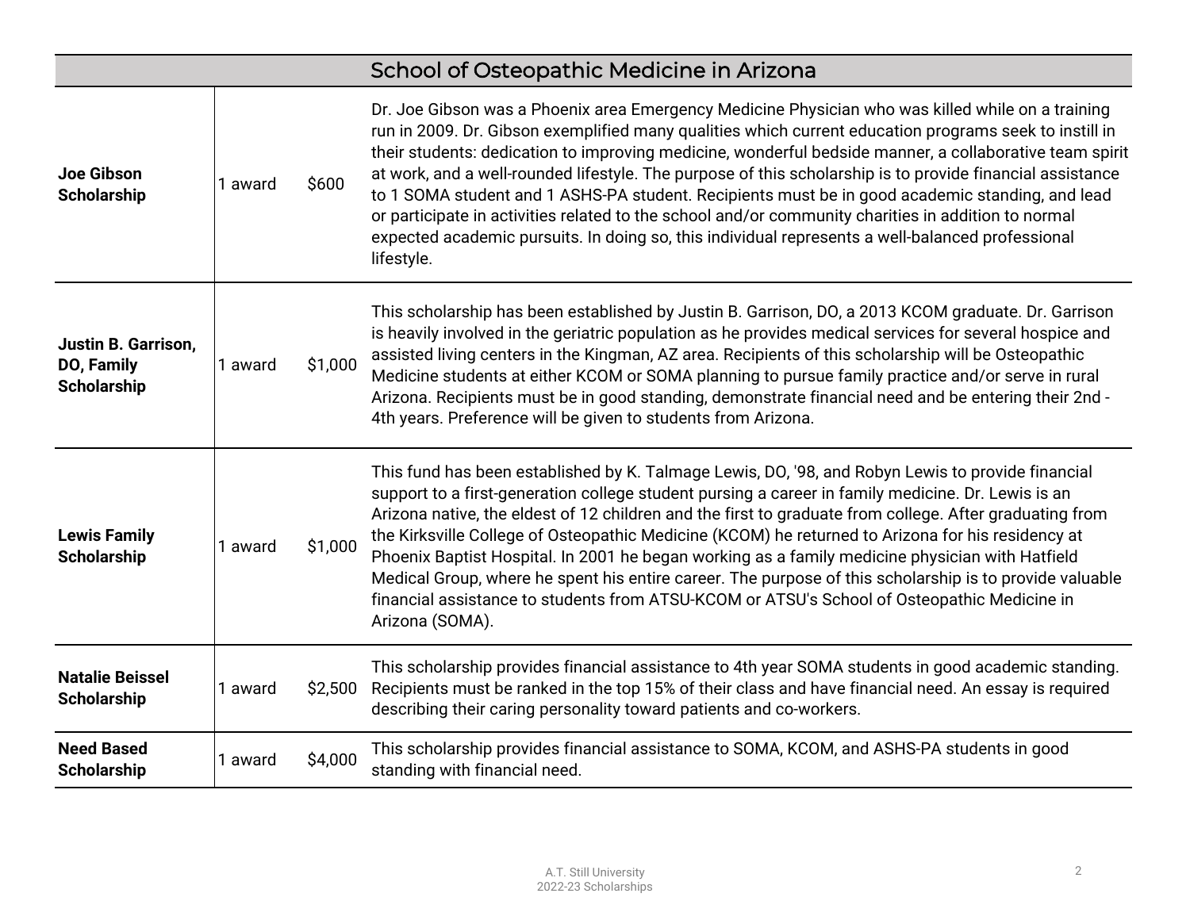| School of Osteopathic Medicine in Arizona | | | |
|---|---|---|---|
| **Joe Gibson Scholarship** | 1 award | $600 | Dr. Joe Gibson was a Phoenix area Emergency Medicine Physician who was killed while on a training run in 2009. Dr. Gibson exemplified many qualities which current education programs seek to instill in their students: dedication to improving medicine, wonderful bedside manner, a collaborative team spirit at work, and a well-rounded lifestyle. The purpose of this scholarship is to provide financial assistance to 1 SOMA student and 1 ASHS-PA student. Recipients must be in good academic standing, and lead or participate in activities related to the school and/or community charities in addition to normal expected academic pursuits. In doing so, this individual represents a well-balanced professional lifestyle. |
| **Justin B. Garrison, DO, Family Scholarship** | 1 award | $1,000 | This scholarship has been established by Justin B. Garrison, DO, a 2013 KCOM graduate. Dr. Garrison is heavily involved in the geriatric population as he provides medical services for several hospice and assisted living centers in the Kingman, AZ area. Recipients of this scholarship will be Osteopathic Medicine students at either KCOM or SOMA planning to pursue family practice and/or serve in rural Arizona. Recipients must be in good standing, demonstrate financial need and be entering their 2nd - 4th years. Preference will be given to students from Arizona. |
| **Lewis Family Scholarship** | 1 award | $1,000 | This fund has been established by K. Talmage Lewis, DO, '98, and Robyn Lewis to provide financial support to a first-generation college student pursing a career in family medicine. Dr. Lewis is an Arizona native, the eldest of 12 children and the first to graduate from college. After graduating from the Kirksville College of Osteopathic Medicine (KCOM) he returned to Arizona for his residency at Phoenix Baptist Hospital. In 2001 he began working as a family medicine physician with Hatfield Medical Group, where he spent his entire career. The purpose of this scholarship is to provide valuable financial assistance to students from ATSU-KCOM or ATSU's School of Osteopathic Medicine in Arizona (SOMA). |
| **Natalie Beissel Scholarship** | 1 award | $2,500 | This scholarship provides financial assistance to 4th year SOMA students in good academic standing. Recipients must be ranked in the top 15% of their class and have financial need. An essay is required describing their caring personality toward patients and co-workers. |
| **Need Based Scholarship** | 1 award | $4,000 | This scholarship provides financial assistance to SOMA, KCOM, and ASHS-PA students in good standing with financial need. |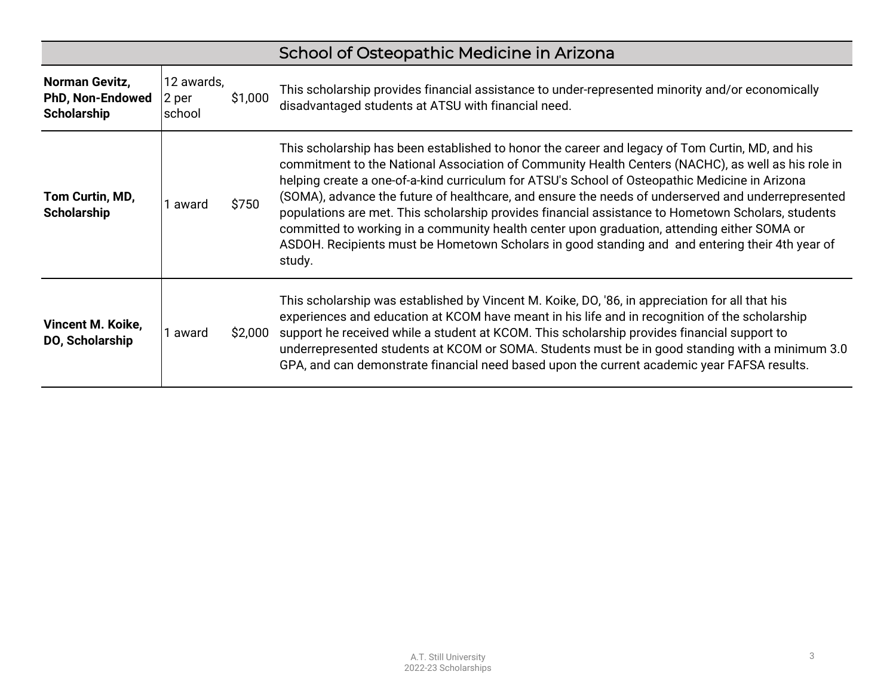| School of Osteopathic Medicine in Arizona | | | |
|---|---|---|---|
| **Norman Gevitz, PhD, Non-Endowed Scholarship** | 12 awards, 2 per school | $1,000 | This scholarship provides financial assistance to under-represented minority and/or economically disadvantaged students at ATSU with financial need. |
| **Tom Curtin, MD, Scholarship** | 1 award | $750 | This scholarship has been established to honor the career and legacy of Tom Curtin, MD, and his commitment to the National Association of Community Health Centers (NACHC), as well as his role in helping create a one-of-a-kind curriculum for ATSU's School of Osteopathic Medicine in Arizona (SOMA), advance the future of healthcare, and ensure the needs of underserved and underrepresented populations are met. This scholarship provides financial assistance to Hometown Scholars, students committed to working in a community health center upon graduation, attending either SOMA or ASDOH. Recipients must be Hometown Scholars in good standing and and entering their 4th year of study. |
| **Vincent M. Koike, DO, Scholarship** | 1 award | $2,000 | This scholarship was established by Vincent M. Koike, DO, '86, in appreciation for all that his experiences and education at KCOM have meant in his life and in recognition of the scholarship support he received while a student at KCOM. This scholarship provides financial support to underrepresented students at KCOM or SOMA. Students must be in good standing with a minimum 3.0 GPA, and can demonstrate financial need based upon the current academic year FAFSA results. |